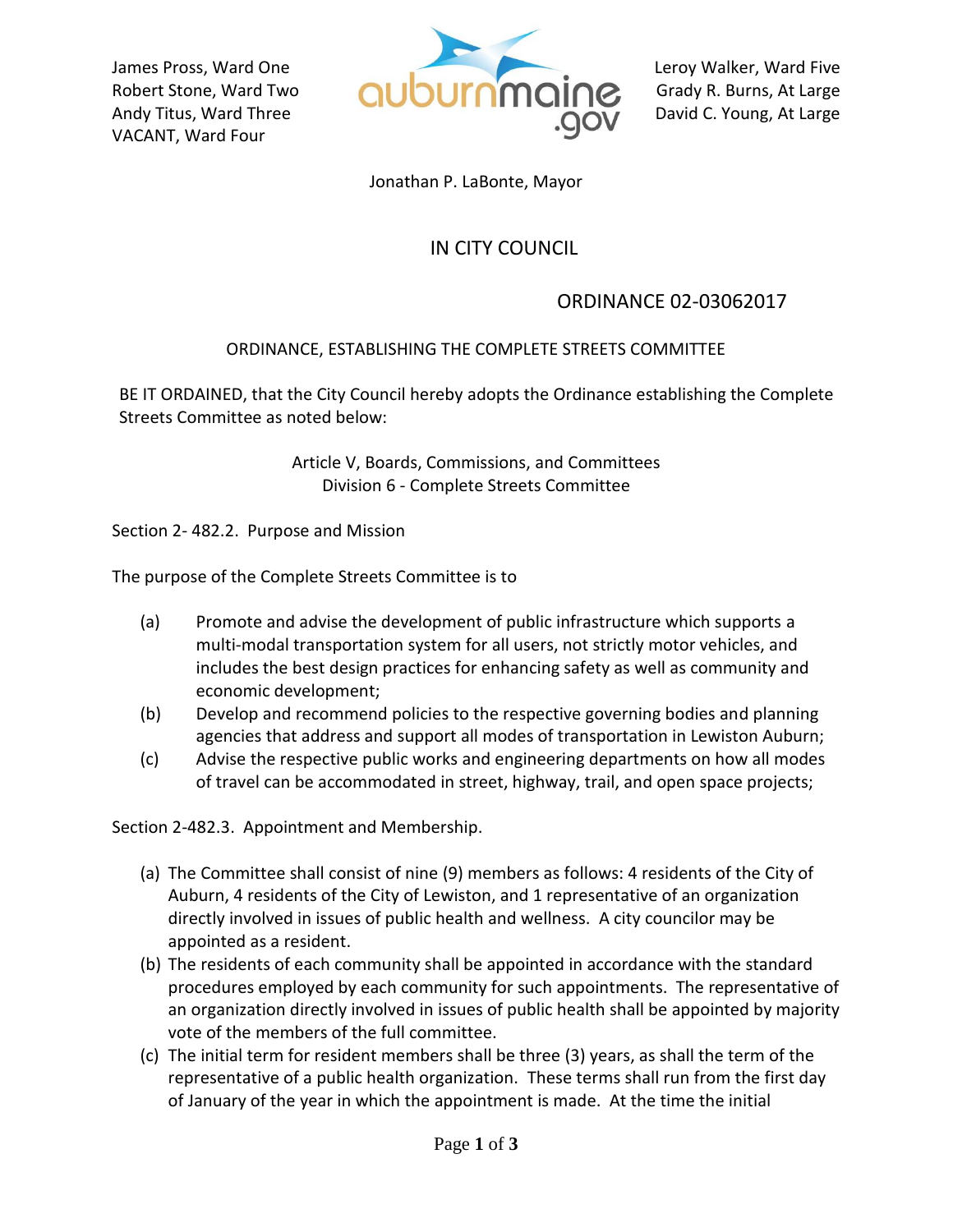James Pross, Ward One
Robert Stone, Ward Two
Andy Titus, Ward Three
VACANT, Ward Four

Leroy Walker, Ward Five
Grady R. Burns, At Large
David C. Young, At Large

Jonathan P. LaBonte, Mayor

# IN CITY COUNCIL

## ORDINANCE 02-03062017

### ORDINANCE, ESTABLISHING THE COMPLETE STREETS COMMITTEE

BE IT ORDAINED, that the City Council hereby adopts the Ordinance establishing the Complete Streets Committee as noted below:

Article V, Boards, Commissions, and Committees
Division 6 - Complete Streets Committee

Section 2- 482.2. Purpose and Mission

The purpose of the Complete Streets Committee is to

(a) Promote and advise the development of public infrastructure which supports a multi-modal transportation system for all users, not strictly motor vehicles, and includes the best design practices for enhancing safety as well as community and economic development;

(b) Develop and recommend policies to the respective governing bodies and planning agencies that address and support all modes of transportation in Lewiston Auburn;

(c) Advise the respective public works and engineering departments on how all modes of travel can be accommodated in street, highway, trail, and open space projects;

Section 2-482.3. Appointment and Membership.

(a) The Committee shall consist of nine (9) members as follows: 4 residents of the City of Auburn, 4 residents of the City of Lewiston, and 1 representative of an organization directly involved in issues of public health and wellness. A city councilor may be appointed as a resident.

(b) The residents of each community shall be appointed in accordance with the standard procedures employed by each community for such appointments. The representative of an organization directly involved in issues of public health shall be appointed by majority vote of the members of the full committee.

(c) The initial term for resident members shall be three (3) years, as shall the term of the representative of a public health organization. These terms shall run from the first day of January of the year in which the appointment is made. At the time the initial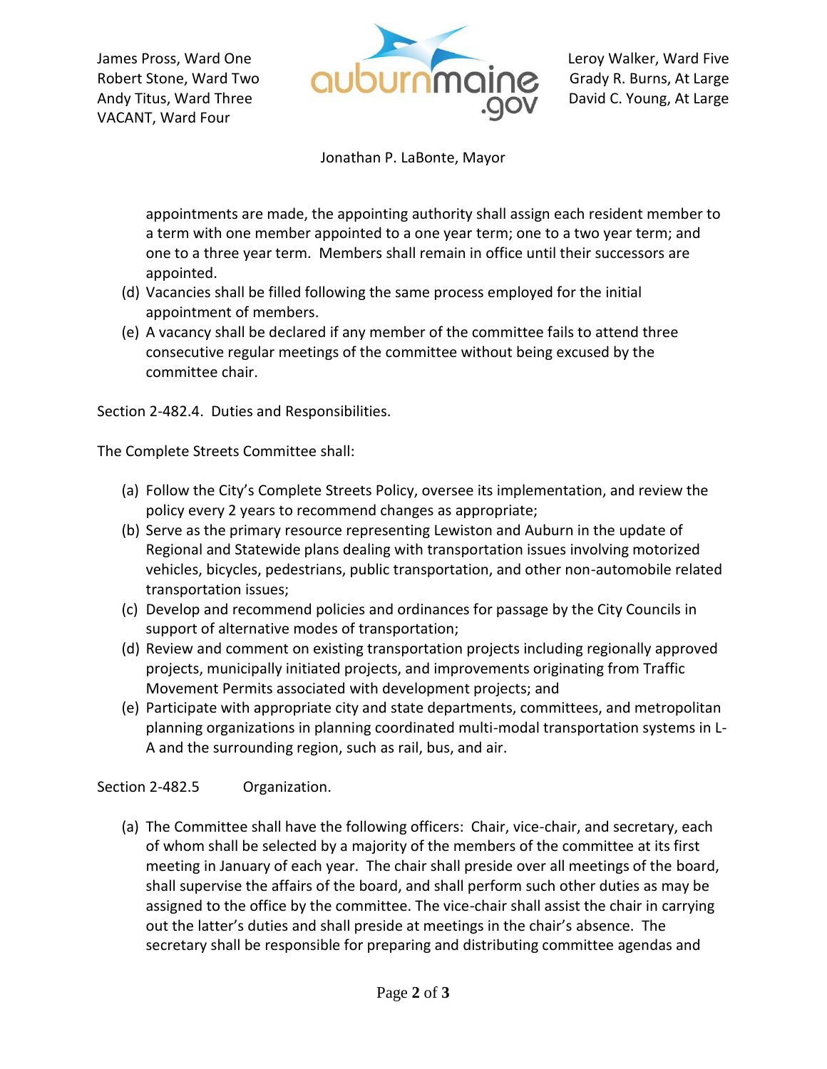appointments are made, the appointing authority shall assign each resident member to a term with one member appointed to a one year term; one to a two year term; and one to a three year term. Members shall remain in office until their successors are appointed.

(d) Vacancies shall be filled following the same process employed for the initial appointment of members.
(e) A vacancy shall be declared if any member of the committee fails to attend three consecutive regular meetings of the committee without being excused by the committee chair.

Section 2-482.4. Duties and Responsibilities.

The Complete Streets Committee shall:

(a) Follow the City's Complete Streets Policy, oversee its implementation, and review the policy every 2 years to recommend changes as appropriate;
(b) Serve as the primary resource representing Lewiston and Auburn in the update of Regional and Statewide plans dealing with transportation issues involving motorized vehicles, bicycles, pedestrians, public transportation, and other non-automobile related transportation issues;
(c) Develop and recommend policies and ordinances for passage by the City Councils in support of alternative modes of transportation;
(d) Review and comment on existing transportation projects including regionally approved projects, municipally initiated projects, and improvements originating from Traffic Movement Permits associated with development projects; and
(e) Participate with appropriate city and state departments, committees, and metropolitan planning organizations in planning coordinated multi-modal transportation systems in L-A and the surrounding region, such as rail, bus, and air.

Section 2-482.5 Organization.

(a) The Committee shall have the following officers: Chair, vice-chair, and secretary, each of whom shall be selected by a majority of the members of the committee at its first meeting in January of each year. The chair shall preside over all meetings of the board, shall supervise the affairs of the board, and shall perform such other duties as may be assigned to the office by the committee. The vice-chair shall assist the chair in carrying out the latter's duties and shall preside at meetings in the chair's absence. The secretary shall be responsible for preparing and distributing committee agendas and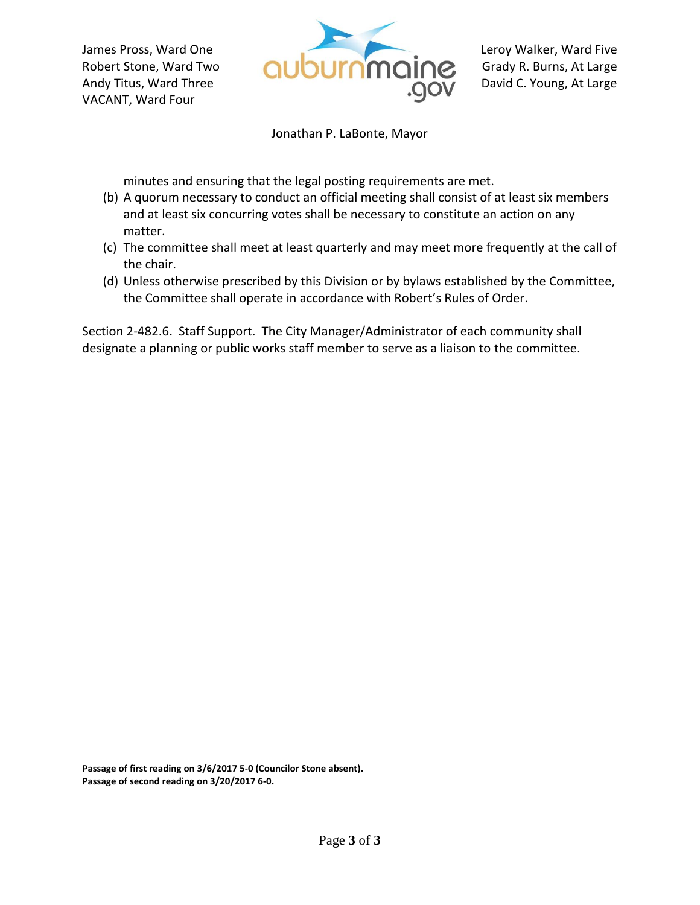James Pross, Ward One
Robert Stone, Ward Two
Andy Titus, Ward Three
VACANT, Ward Four

Leroy Walker, Ward Five
Grady R. Burns, At Large
David C. Young, At Large

Jonathan P. LaBonte, Mayor

minutes and ensuring that the legal posting requirements are met.

(b) A quorum necessary to conduct an official meeting shall consist of at least six members and at least six concurring votes shall be necessary to constitute an action on any matter.

(c) The committee shall meet at least quarterly and may meet more frequently at the call of the chair.

(d) Unless otherwise prescribed by this Division or by bylaws established by the Committee, the Committee shall operate in accordance with Robert's Rules of Order.

Section 2-482.6. Staff Support. The City Manager/Administrator of each community shall designate a planning or public works staff member to serve as a liaison to the committee.

**Passage of first reading on 3/6/2017 5-0 (Councilor Stone absent).**
**Passage of second reading on 3/20/2017 6-0.**